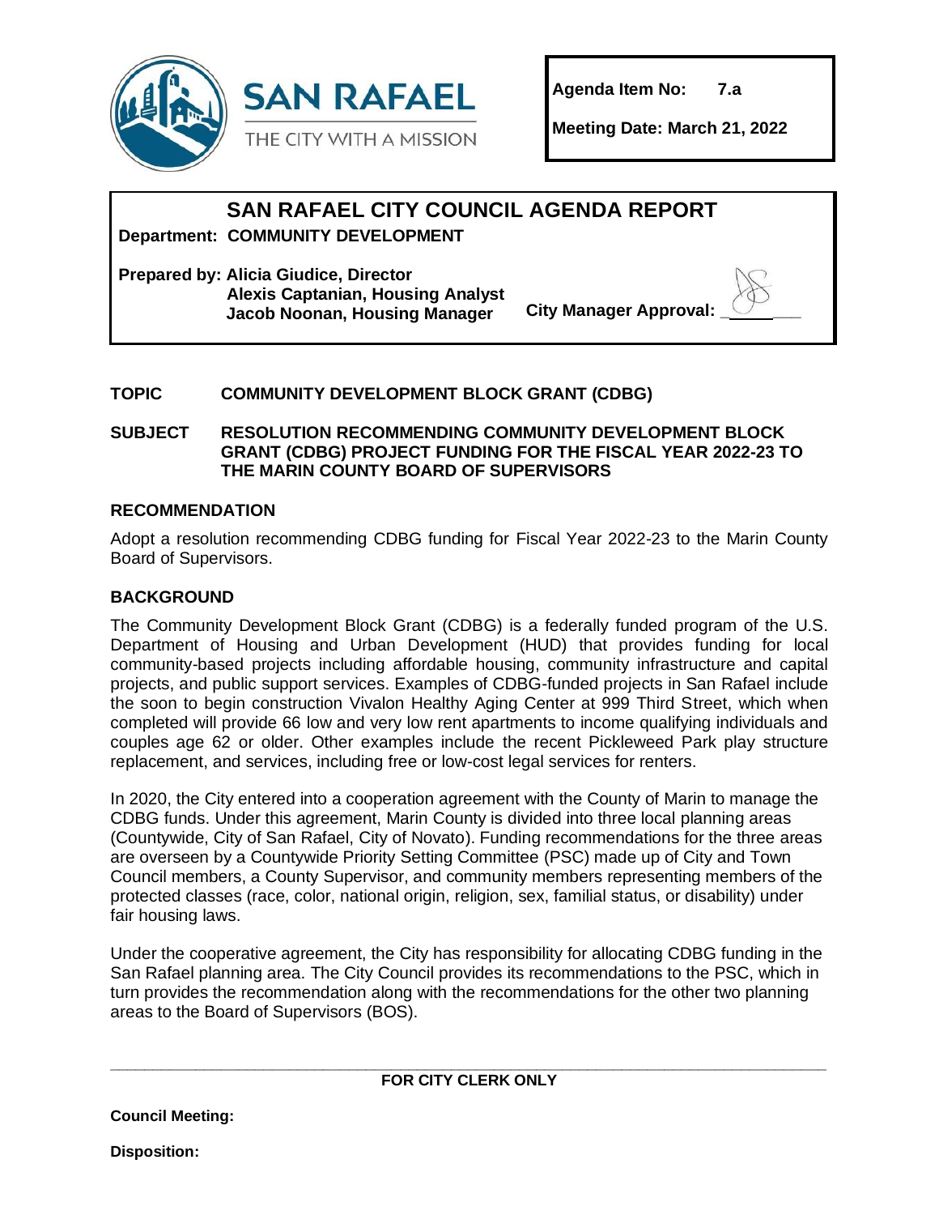SAN RAFAEL

THE CITY WITH A MISSION

**Agenda Item No:** 7.a

**Meeting Date: March 21, 2022**

# SAN RAFAEL CITY COUNCIL AGENDA REPORT

**Department: COMMUNITY DEVELOPMENT**

**Prepared by: Alicia Giudice, Director**
**Alexis Captanian, Housing Analyst**
**Jacob Noonan, Housing Manager**

**City Manager Approval:** ______

**TOPIC** **COMMUNITY DEVELOPMENT BLOCK GRANT (CDBG)**

**SUBJECT** **RESOLUTION RECOMMENDING COMMUNITY DEVELOPMENT BLOCK GRANT (CDBG) PROJECT FUNDING FOR THE FISCAL YEAR 2022-23 TO THE MARIN COUNTY BOARD OF SUPERVISORS**

## RECOMMENDATION

Adopt a resolution recommending CDBG funding for Fiscal Year 2022-23 to the Marin County Board of Supervisors.

## BACKGROUND

The Community Development Block Grant (CDBG) is a federally funded program of the U.S. Department of Housing and Urban Development (HUD) that provides funding for local community-based projects including affordable housing, community infrastructure and capital projects, and public support services. Examples of CDBG-funded projects in San Rafael include the soon to begin construction Vivalon Healthy Aging Center at 999 Third Street, which when completed will provide 66 low and very low rent apartments to income qualifying individuals and couples age 62 or older. Other examples include the recent Pickleweed Park play structure replacement, and services, including free or low-cost legal services for renters.

In 2020, the City entered into a cooperation agreement with the County of Marin to manage the CDBG funds. Under this agreement, Marin County is divided into three local planning areas (Countywide, City of San Rafael, City of Novato). Funding recommendations for the three areas are overseen by a Countywide Priority Setting Committee (PSC) made up of City and Town Council members, a County Supervisor, and community members representing members of the protected classes (race, color, national origin, religion, sex, familial status, or disability) under fair housing laws.

Under the cooperative agreement, the City has responsibility for allocating CDBG funding in the San Rafael planning area. The City Council provides its recommendations to the PSC, which in turn provides the recommendation along with the recommendations for the other two planning areas to the Board of Supervisors (BOS).

**FOR CITY CLERK ONLY**

**Council Meeting:**

**Disposition:**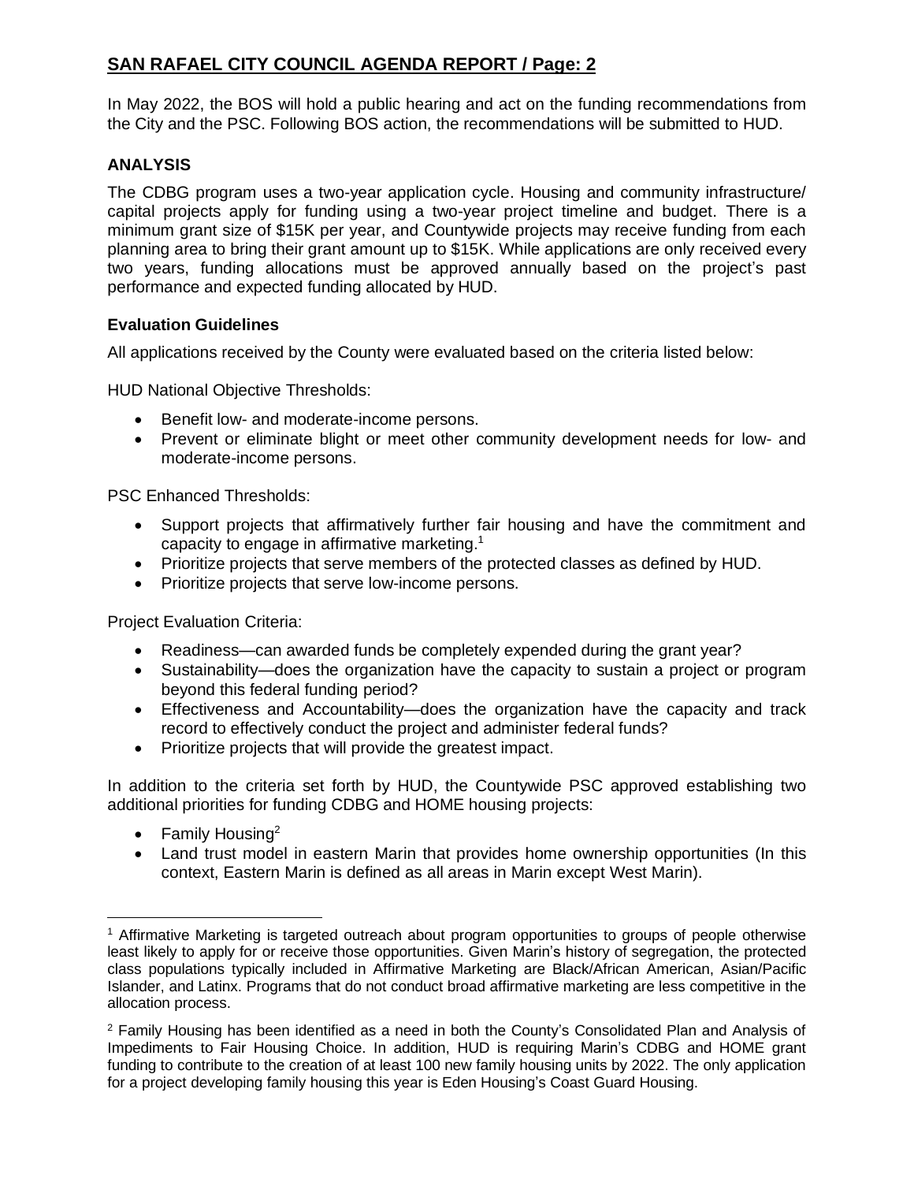In May 2022, the BOS will hold a public hearing and act on the funding recommendations from the City and the PSC. Following BOS action, the recommendations will be submitted to HUD.

## ANALYSIS

The CDBG program uses a two-year application cycle. Housing and community infrastructure/ capital projects apply for funding using a two-year project timeline and budget. There is a minimum grant size of $15K per year, and Countywide projects may receive funding from each planning area to bring their grant amount up to $15K. While applications are only received every two years, funding allocations must be approved annually based on the project's past performance and expected funding allocated by HUD.

### Evaluation Guidelines

All applications received by the County were evaluated based on the criteria listed below:

HUD National Objective Thresholds:

- Benefit low- and moderate-income persons.
- Prevent or eliminate blight or meet other community development needs for low- and moderate-income persons.

PSC Enhanced Thresholds:

- Support projects that affirmatively further fair housing and have the commitment and capacity to engage in affirmative marketing.[1]
- Prioritize projects that serve members of the protected classes as defined by HUD.
- Prioritize projects that serve low-income persons.

Project Evaluation Criteria:

- Readiness—can awarded funds be completely expended during the grant year?
- Sustainability—does the organization have the capacity to sustain a project or program beyond this federal funding period?
- Effectiveness and Accountability—does the organization have the capacity and track record to effectively conduct the project and administer federal funds?
- Prioritize projects that will provide the greatest impact.

In addition to the criteria set forth by HUD, the Countywide PSC approved establishing two additional priorities for funding CDBG and HOME housing projects:

- Family Housing[2]
- Land trust model in eastern Marin that provides home ownership opportunities (In this context, Eastern Marin is defined as all areas in Marin except West Marin).

---

[1] Affirmative Marketing is targeted outreach about program opportunities to groups of people otherwise least likely to apply for or receive those opportunities. Given Marin's history of segregation, the protected class populations typically included in Affirmative Marketing are Black/African American, Asian/Pacific Islander, and Latinx. Programs that do not conduct broad affirmative marketing are less competitive in the allocation process.

[2] Family Housing has been identified as a need in both the County's Consolidated Plan and Analysis of Impediments to Fair Housing Choice. In addition, HUD is requiring Marin's CDBG and HOME grant funding to contribute to the creation of at least 100 new family housing units by 2022. The only application for a project developing family housing this year is Eden Housing's Coast Guard Housing.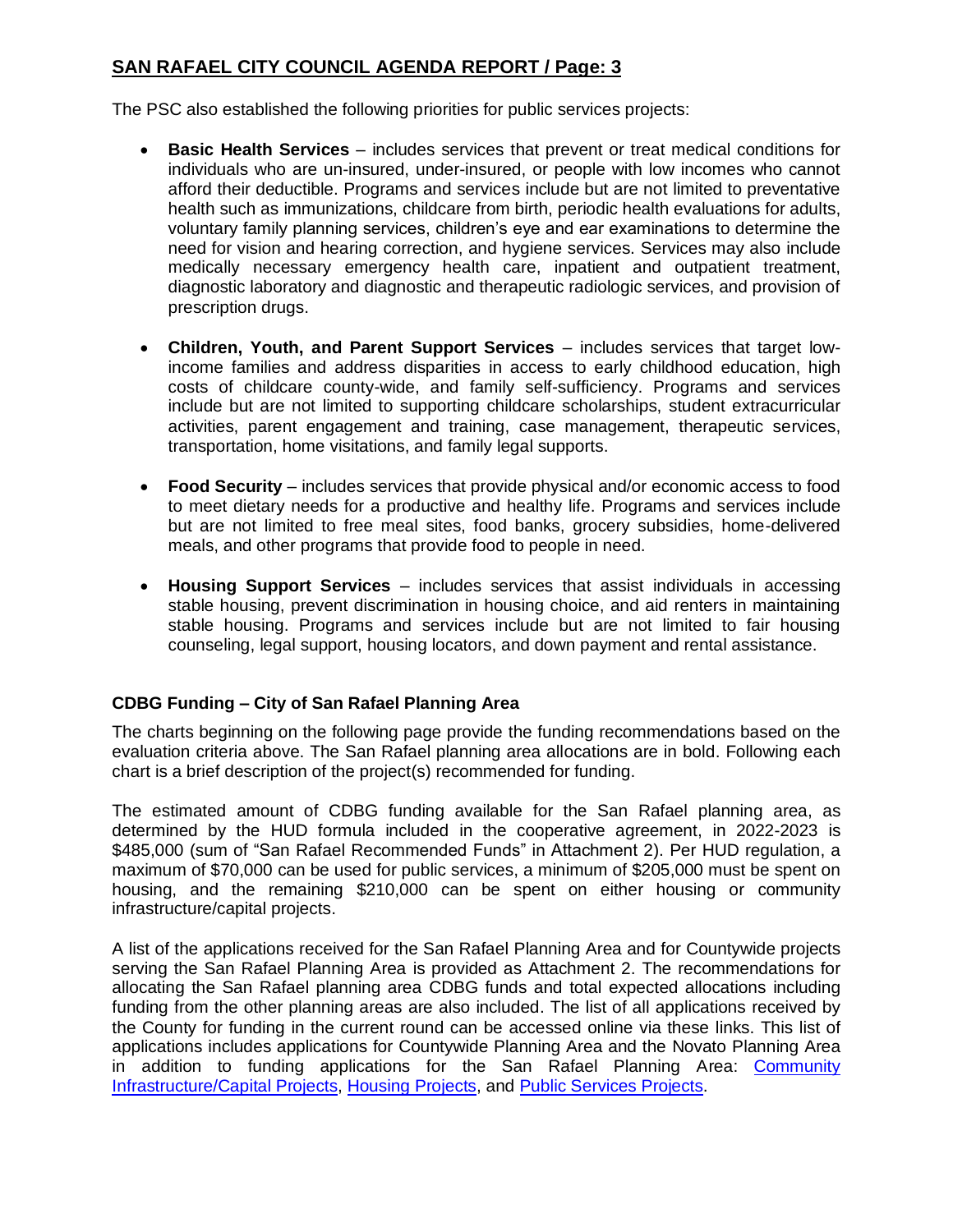The PSC also established the following priorities for public services projects:

- **Basic Health Services** – includes services that prevent or treat medical conditions for individuals who are un-insured, under-insured, or people with low incomes who cannot afford their deductible. Programs and services include but are not limited to preventative health such as immunizations, childcare from birth, periodic health evaluations for adults, voluntary family planning services, children's eye and ear examinations to determine the need for vision and hearing correction, and hygiene services. Services may also include medically necessary emergency health care, inpatient and outpatient treatment, diagnostic laboratory and diagnostic and therapeutic radiologic services, and provision of prescription drugs.

- **Children, Youth, and Parent Support Services** – includes services that target low-income families and address disparities in access to early childhood education, high costs of childcare county-wide, and family self-sufficiency. Programs and services include but are not limited to supporting childcare scholarships, student extracurricular activities, parent engagement and training, case management, therapeutic services, transportation, home visitations, and family legal supports.

- **Food Security** – includes services that provide physical and/or economic access to food to meet dietary needs for a productive and healthy life. Programs and services include but are not limited to free meal sites, food banks, grocery subsidies, home-delivered meals, and other programs that provide food to people in need.

- **Housing Support Services** – includes services that assist individuals in accessing stable housing, prevent discrimination in housing choice, and aid renters in maintaining stable housing. Programs and services include but are not limited to fair housing counseling, legal support, housing locators, and down payment and rental assistance.

### CDBG Funding – City of San Rafael Planning Area

The charts beginning on the following page provide the funding recommendations based on the evaluation criteria above. The San Rafael planning area allocations are in bold. Following each chart is a brief description of the project(s) recommended for funding.

The estimated amount of CDBG funding available for the San Rafael planning area, as determined by the HUD formula included in the cooperative agreement, in 2022-2023 is $485,000 (sum of "San Rafael Recommended Funds" in Attachment 2). Per HUD regulation, a maximum of $70,000 can be used for public services, a minimum of $205,000 must be spent on housing, and the remaining $210,000 can be spent on either housing or community infrastructure/capital projects.

A list of the applications received for the San Rafael Planning Area and for Countywide projects serving the San Rafael Planning Area is provided as Attachment 2. The recommendations for allocating the San Rafael planning area CDBG funds and total expected allocations including funding from the other planning areas are also included. The list of all applications received by the County for funding in the current round can be accessed online via these links. This list of applications includes applications for Countywide Planning Area and the Novato Planning Area in addition to funding applications for the San Rafael Planning Area: Community Infrastructure/Capital Projects, Housing Projects, and Public Services Projects.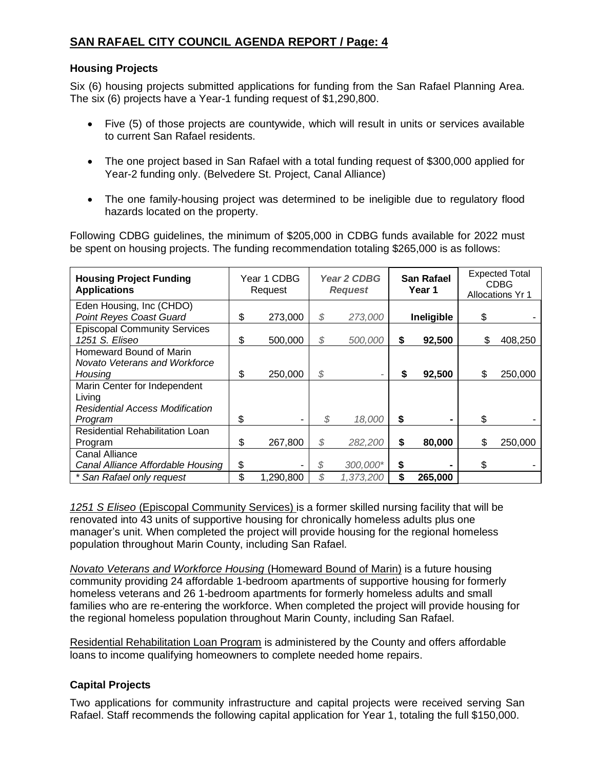## SAN RAFAEL CITY COUNCIL AGENDA REPORT / Page: 4

### Housing Projects

Six (6) housing projects submitted applications for funding from the San Rafael Planning Area. The six (6) projects have a Year-1 funding request of $1,290,800.

- Five (5) of those projects are countywide, which will result in units or services available to current San Rafael residents.
- The one project based in San Rafael with a total funding request of $300,000 applied for Year-2 funding only. (Belvedere St. Project, Canal Alliance)
- The one family-housing project was determined to be ineligible due to regulatory flood hazards located on the property.

Following CDBG guidelines, the minimum of $205,000 in CDBG funds available for 2022 must be spent on housing projects. The funding recommendation totaling $265,000 is as follows:

| **Housing Project Funding Applications** | Year 1 CDBG Request | *Year 2 CDBG Request* | **San Rafael Year 1** | Expected Total CDBG Allocations Yr 1 |
|---|---|---|---|---|
| Eden Housing, Inc (CHDO) *Point Reyes Coast Guard* | $ 273,000 | *$ 273,000* | **Ineligible** | $ - |
| Episcopal Community Services *1251 S. Eliseo* | $ 500,000 | *$ 500,000* | **$ 92,500** | $ 408,250 |
| Homeward Bound of Marin *Novato Veterans and Workforce Housing* | $ 250,000 | *$ -* | **$ 92,500** | $ 250,000 |
| Marin Center for Independent Living *Residential Access Modification Program* | $ - | *$ 18,000* | **$ -** | $ - |
| Residential Rehabilitation Loan Program | $ 267,800 | *$ 282,200* | **$ 80,000** | $ 250,000 |
| Canal Alliance *Canal Alliance Affordable Housing* | $ - | *$ 300,000** | **$ -** | $ - |
| *\* San Rafael only request* | $ 1,290,800 | *$ 1,373,200* | **$ 265,000** | |

*1251 S Eliseo* (Episcopal Community Services) is a former skilled nursing facility that will be renovated into 43 units of supportive housing for chronically homeless adults plus one manager's unit. When completed the project will provide housing for the regional homeless population throughout Marin County, including San Rafael.

*Novato Veterans and Workforce Housing* (Homeward Bound of Marin) is a future housing community providing 24 affordable 1-bedroom apartments of supportive housing for formerly homeless veterans and 26 1-bedroom apartments for formerly homeless adults and small families who are re-entering the workforce. When completed the project will provide housing for the regional homeless population throughout Marin County, including San Rafael.

Residential Rehabilitation Loan Program is administered by the County and offers affordable loans to income qualifying homeowners to complete needed home repairs.

### Capital Projects

Two applications for community infrastructure and capital projects were received serving San Rafael. Staff recommends the following capital application for Year 1, totaling the full $150,000.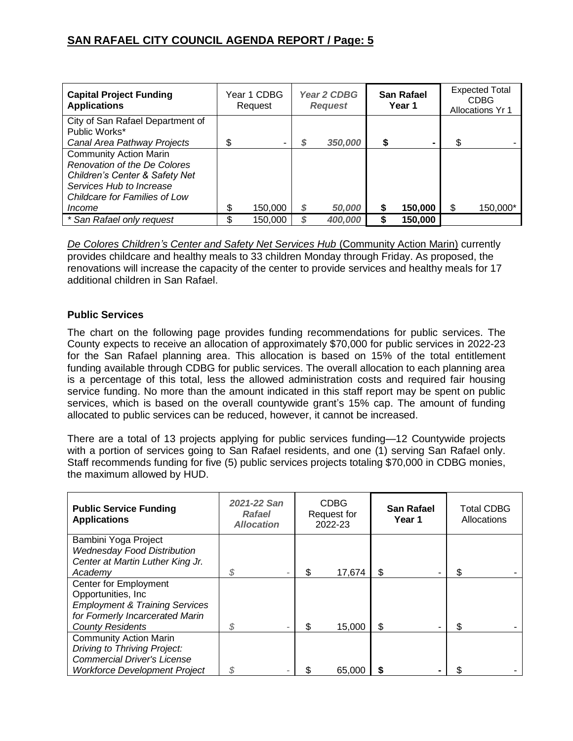| **Capital Project Funding Applications** | Year 1 CDBG Request | ***Year 2 CDBG Request*** | **San Rafael Year 1** | Expected Total CDBG Allocations Yr 1 |
|---|---|---|---|---|
| City of San Rafael Department of Public Works* *Canal Area Pathway Projects* | $ - | ***$ 350,000*** | **$ -** | $ - |
| Community Action Marin *Renovation of the De Colores Children's Center & Safety Net Services Hub to Increase Childcare for Families of Low Income* | $ 150,000 | ***$ 50,000*** | **$ 150,000** | $ 150,000* |
| *\* San Rafael only request* | $ 150,000 | ***$ 400,000*** | **$ 150,000** | |

<u>*De Colores Children's Center and Safety Net Services Hub*</u> <u>(Community Action Marin)</u> currently provides childcare and healthy meals to 33 children Monday through Friday. As proposed, the renovations will increase the capacity of the center to provide services and healthy meals for 17 additional children in San Rafael.

### Public Services

The chart on the following page provides funding recommendations for public services. The County expects to receive an allocation of approximately $70,000 for public services in 2022-23 for the San Rafael planning area. This allocation is based on 15% of the total entitlement funding available through CDBG for public services. The overall allocation to each planning area is a percentage of this total, less the allowed administration costs and required fair housing service funding. No more than the amount indicated in this staff report may be spent on public services, which is based on the overall countywide grant's 15% cap. The amount of funding allocated to public services can be reduced, however, it cannot be increased.

There are a total of 13 projects applying for public services funding—12 Countywide projects with a portion of services going to San Rafael residents, and one (1) serving San Rafael only. Staff recommends funding for five (5) public services projects totaling $70,000 in CDBG monies, the maximum allowed by HUD.

| **Public Service Funding Applications** | ***2021-22 San Rafael Allocation*** | CDBG Request for 2022-23 | **San Rafael Year 1** | Total CDBG Allocations |
|---|---|---|---|---|
| Bambini Yoga Project *Wednesday Food Distribution Center at Martin Luther King Jr. Academy* | *$ -* | $ 17,674 | $ - | $ - |
| Center for Employment Opportunities, Inc *Employment & Training Services for Formerly Incarcerated Marin County Residents* | *$ -* | $ 15,000 | $ - | $ - |
| Community Action Marin *Driving to Thriving Project: Commercial Driver's License Workforce Development Project* | *$ -* | $ 65,000 | **$ -** | $ - |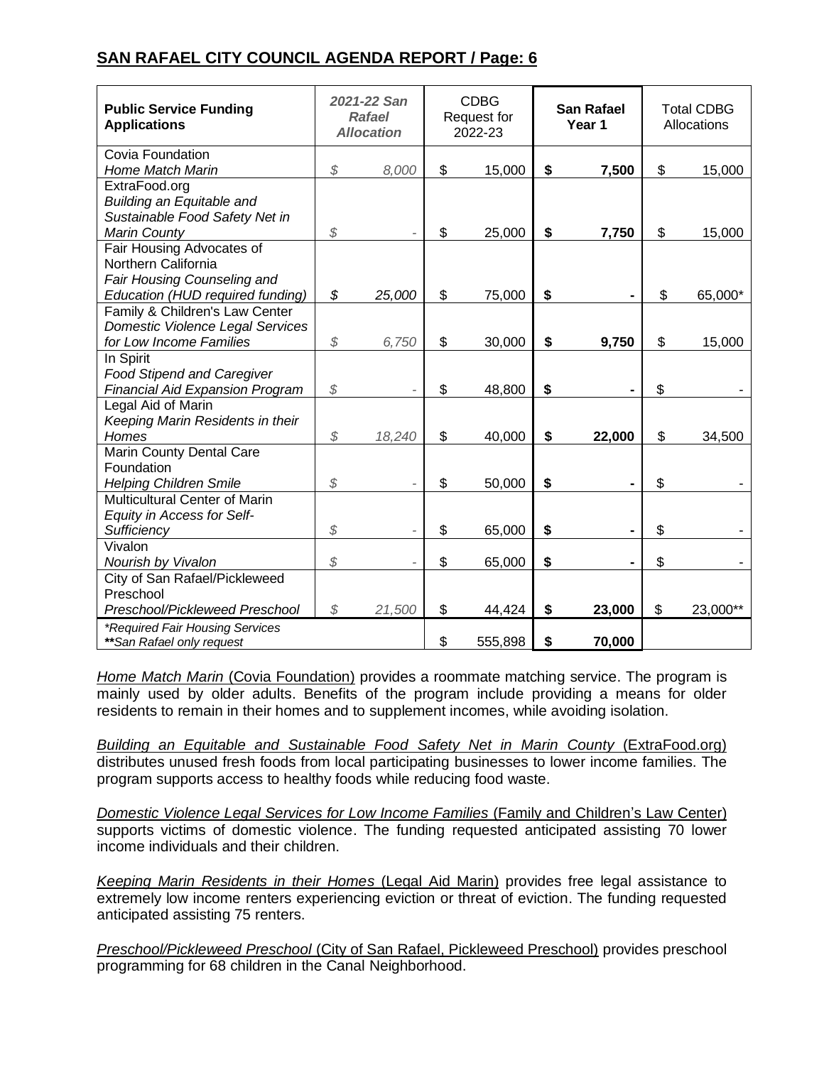## SAN RAFAEL CITY COUNCIL AGENDA REPORT / Page: 6

| Public Service Funding Applications | *2021-22 San Rafael Allocation* | CDBG Request for 2022-23 | San Rafael Year 1 | Total CDBG Allocations |
|---|---|---|---|---|
| Covia Foundation<br>*Home Match Marin* | *$ 8,000* | $ 15,000 | **$ 7,500** | $ 15,000 |
| ExtraFood.org<br>*Building an Equitable and Sustainable Food Safety Net in Marin County* | *$ -* | $ 25,000 | **$ 7,750** | $ 15,000 |
| Fair Housing Advocates of Northern California<br>*Fair Housing Counseling and Education (HUD required funding)* | *$ 25,000* | $ 75,000 | **$ -** | $ 65,000* |
| Family & Children's Law Center<br>*Domestic Violence Legal Services for Low Income Families* | *$ 6,750* | $ 30,000 | **$ 9,750** | $ 15,000 |
| In Spirit<br>*Food Stipend and Caregiver Financial Aid Expansion Program* | *$ -* | $ 48,800 | **$ -** | $ - |
| Legal Aid of Marin<br>*Keeping Marin Residents in their Homes* | *$ 18,240* | $ 40,000 | **$ 22,000** | $ 34,500 |
| Marin County Dental Care Foundation<br>*Helping Children Smile* | *$ -* | $ 50,000 | **$ -** | $ - |
| Multicultural Center of Marin<br>*Equity in Access for Self-Sufficiency* | *$ -* | $ 65,000 | **$ -** | $ - |
| Vivalon<br>*Nourish by Vivalon* | *$ -* | $ 65,000 | **$ -** | $ - |
| City of San Rafael/Pickleweed Preschool<br>*Preschool/Pickleweed Preschool* | *$ 21,500* | $ 44,424 | **$ 23,000** | $ 23,000** |
| *\*Required Fair Housing Services*<br>*\*\*San Rafael only request* | | $ 555,898 | **$ 70,000** | |

*Home Match Marin* (Covia Foundation) provides a roommate matching service. The program is mainly used by older adults. Benefits of the program include providing a means for older residents to remain in their homes and to supplement incomes, while avoiding isolation.

*Building an Equitable and Sustainable Food Safety Net in Marin County* (ExtraFood.org) distributes unused fresh foods from local participating businesses to lower income families. The program supports access to healthy foods while reducing food waste.

*Domestic Violence Legal Services for Low Income Families* (Family and Children's Law Center) supports victims of domestic violence. The funding requested anticipated assisting 70 lower income individuals and their children.

*Keeping Marin Residents in their Homes* (Legal Aid Marin) provides free legal assistance to extremely low income renters experiencing eviction or threat of eviction. The funding requested anticipated assisting 75 renters.

*Preschool/Pickleweed Preschool* (City of San Rafael, Pickleweed Preschool) provides preschool programming for 68 children in the Canal Neighborhood.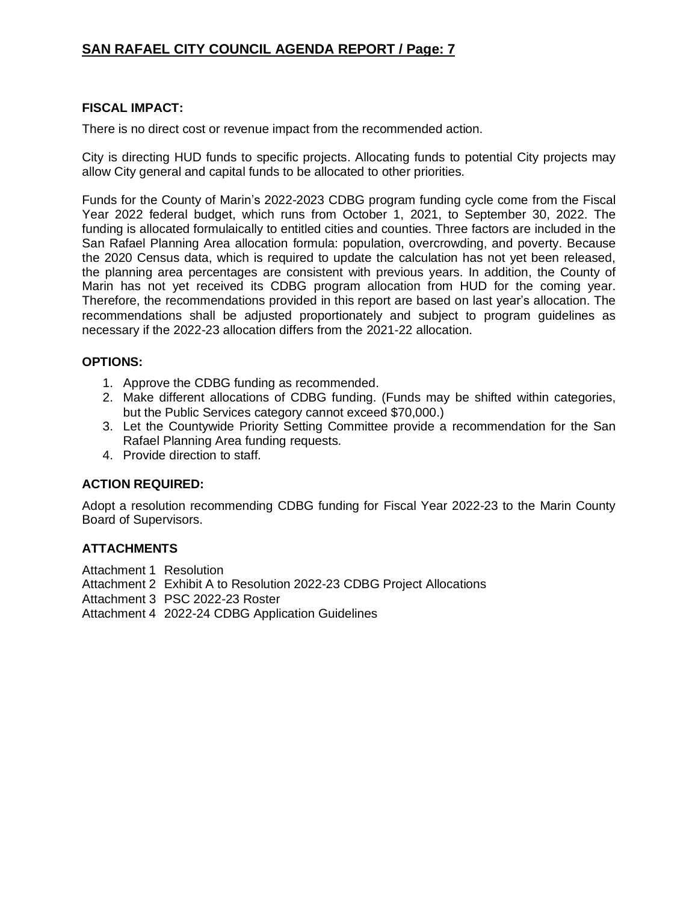**FISCAL IMPACT:**

There is no direct cost or revenue impact from the recommended action.

City is directing HUD funds to specific projects. Allocating funds to potential City projects may allow City general and capital funds to be allocated to other priorities.

Funds for the County of Marin's 2022-2023 CDBG program funding cycle come from the Fiscal Year 2022 federal budget, which runs from October 1, 2021, to September 30, 2022. The funding is allocated formulaically to entitled cities and counties. Three factors are included in the San Rafael Planning Area allocation formula: population, overcrowding, and poverty. Because the 2020 Census data, which is required to update the calculation has not yet been released, the planning area percentages are consistent with previous years. In addition, the County of Marin has not yet received its CDBG program allocation from HUD for the coming year. Therefore, the recommendations provided in this report are based on last year's allocation. The recommendations shall be adjusted proportionately and subject to program guidelines as necessary if the 2022-23 allocation differs from the 2021-22 allocation.

**OPTIONS:**

1. Approve the CDBG funding as recommended.
2. Make different allocations of CDBG funding. (Funds may be shifted within categories, but the Public Services category cannot exceed $70,000.)
3. Let the Countywide Priority Setting Committee provide a recommendation for the San Rafael Planning Area funding requests.
4. Provide direction to staff.

**ACTION REQUIRED:**

Adopt a resolution recommending CDBG funding for Fiscal Year 2022-23 to the Marin County Board of Supervisors.

**ATTACHMENTS**

Attachment 1 Resolution
Attachment 2 Exhibit A to Resolution 2022-23 CDBG Project Allocations
Attachment 3 PSC 2022-23 Roster
Attachment 4 2022-24 CDBG Application Guidelines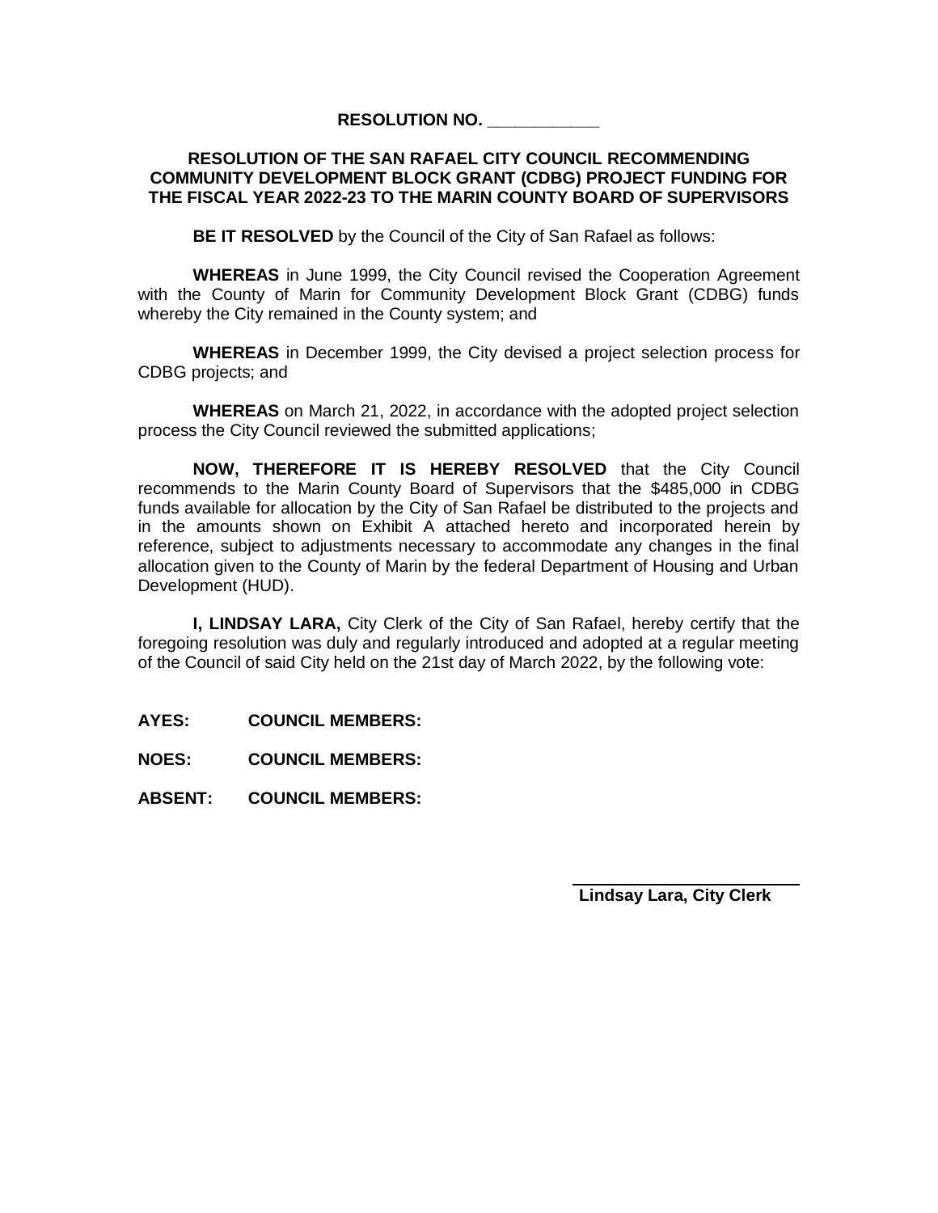**RESOLUTION NO. \_\_\_\_\_\_\_\_\_\_\_\_**

**RESOLUTION OF THE SAN RAFAEL CITY COUNCIL RECOMMENDING COMMUNITY DEVELOPMENT BLOCK GRANT (CDBG) PROJECT FUNDING FOR THE FISCAL YEAR 2022-23 TO THE MARIN COUNTY BOARD OF SUPERVISORS**

**BE IT RESOLVED** by the Council of the City of San Rafael as follows:

**WHEREAS** in June 1999, the City Council revised the Cooperation Agreement with the County of Marin for Community Development Block Grant (CDBG) funds whereby the City remained in the County system; and

**WHEREAS** in December 1999, the City devised a project selection process for CDBG projects; and

**WHEREAS** on March 21, 2022, in accordance with the adopted project selection process the City Council reviewed the submitted applications;

**NOW, THEREFORE IT IS HEREBY RESOLVED** that the City Council recommends to the Marin County Board of Supervisors that the $485,000 in CDBG funds available for allocation by the City of San Rafael be distributed to the projects and in the amounts shown on Exhibit A attached hereto and incorporated herein by reference, subject to adjustments necessary to accommodate any changes in the final allocation given to the County of Marin by the federal Department of Housing and Urban Development (HUD).

**I, LINDSAY LARA,** City Clerk of the City of San Rafael, hereby certify that the foregoing resolution was duly and regularly introduced and adopted at a regular meeting of the Council of said City held on the 21st day of March 2022, by the following vote:

**AYES: COUNCIL MEMBERS:**

**NOES: COUNCIL MEMBERS:**

**ABSENT: COUNCIL MEMBERS:**

\_\_\_\_\_\_\_\_\_\_\_\_\_\_\_\_\_\_\_\_\_\_\_\_\_\_

**Lindsay Lara, City Clerk**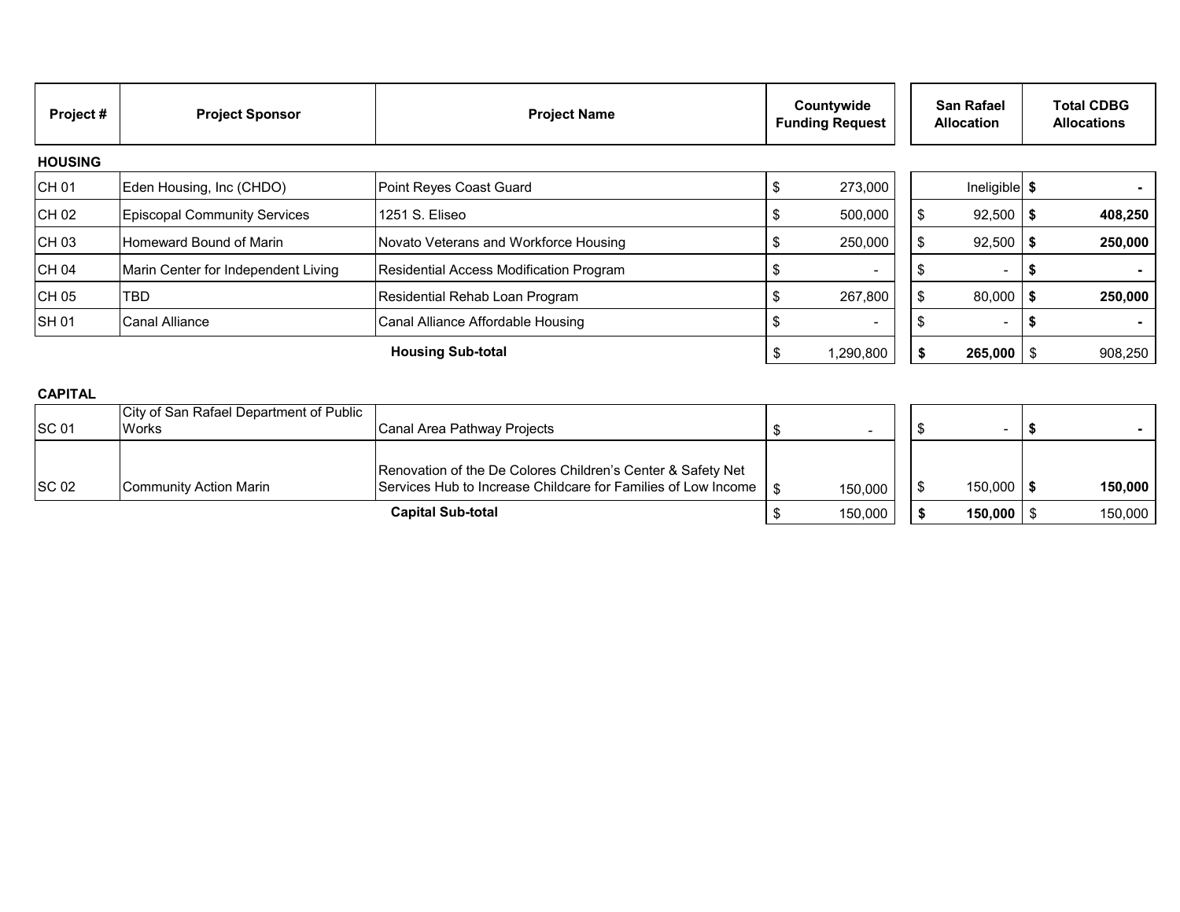| Project # | Project Sponsor | Project Name | Countywide Funding Request | San Rafael Allocation | Total CDBG Allocations |
|---|---|---|---|---|---|
| **HOUSING** | | | | | |
| CH 01 | Eden Housing, Inc (CHDO) | Point Reyes Coast Guard | $ 273,000 | Ineligible | **$ -** |
| CH 02 | Episcopal Community Services | 1251 S. Eliseo | $ 500,000 | $ 92,500 | **$ 408,250** |
| CH 03 | Homeward Bound of Marin | Novato Veterans and Workforce Housing | $ 250,000 | $ 92,500 | **$ 250,000** |
| CH 04 | Marin Center for Independent Living | Residential Access Modification Program | $ - | $ - | **$ -** |
| CH 05 | TBD | Residential Rehab Loan Program | $ 267,800 | $ 80,000 | **$ 250,000** |
| SH 01 | Canal Alliance | Canal Alliance Affordable Housing | $ - | $ - | **$ -** |
| | | **Housing Sub-total** | $ 1,290,800 | **$ 265,000** | $ 908,250 |
| **CAPITAL** | | | | | |
| SC 01 | City of San Rafael Department of Public Works | Canal Area Pathway Projects | $ - | $ - | **$ -** |
| SC 02 | Community Action Marin | Renovation of the De Colores Children's Center & Safety Net Services Hub to Increase Childcare for Families of Low Income | $ 150,000 | $ 150,000 | **$ 150,000** |
| | | **Capital Sub-total** | $ 150,000 | **$ 150,000** | $ 150,000 |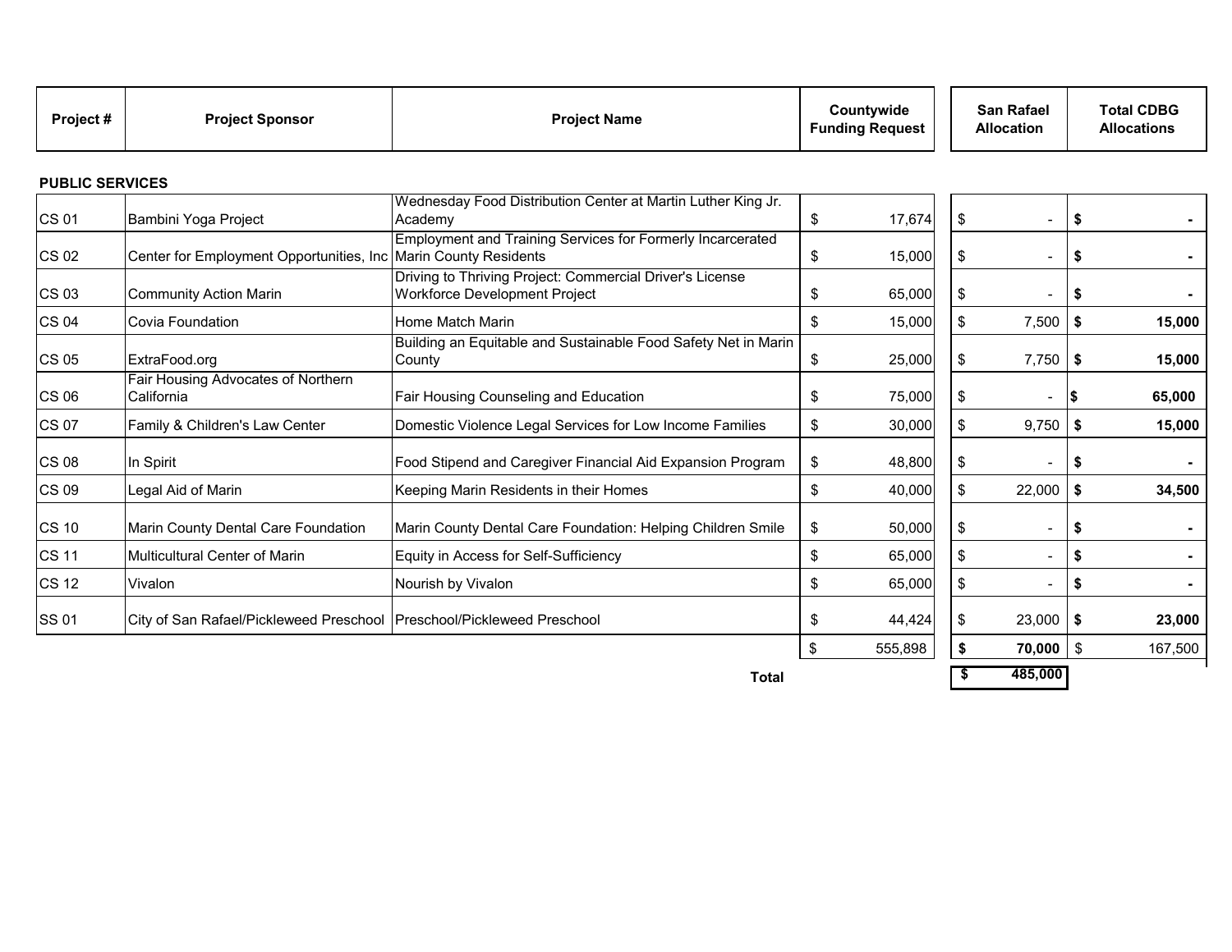| Project # | Project Sponsor | Project Name | Countywide Funding Request | San Rafael Allocation | Total CDBG Allocations |
|---|---|---|---|---|---|
| **PUBLIC SERVICES** | | | | | |
| CS 01 | Bambini Yoga Project | Wednesday Food Distribution Center at Martin Luther King Jr. Academy | $ 17,674 | $ - | **$ -** |
| CS 02 | Center for Employment Opportunities, Inc | Employment and Training Services for Formerly Incarcerated Marin County Residents | $ 15,000 | $ - | **$ -** |
| CS 03 | Community Action Marin | Driving to Thriving Project: Commercial Driver's License Workforce Development Project | $ 65,000 | $ - | **$ -** |
| CS 04 | Covia Foundation | Home Match Marin | $ 15,000 | $ 7,500 | **$ 15,000** |
| CS 05 | ExtraFood.org | Building an Equitable and Sustainable Food Safety Net in Marin County | $ 25,000 | $ 7,750 | **$ 15,000** |
| CS 06 | Fair Housing Advocates of Northern California | Fair Housing Counseling and Education | $ 75,000 | $ - | **$ 65,000** |
| CS 07 | Family & Children's Law Center | Domestic Violence Legal Services for Low Income Families | $ 30,000 | $ 9,750 | **$ 15,000** |
| CS 08 | In Spirit | Food Stipend and Caregiver Financial Aid Expansion Program | $ 48,800 | $ - | **$ -** |
| CS 09 | Legal Aid of Marin | Keeping Marin Residents in their Homes | $ 40,000 | $ 22,000 | **$ 34,500** |
| CS 10 | Marin County Dental Care Foundation | Marin County Dental Care Foundation: Helping Children Smile | $ 50,000 | $ - | **$ -** |
| CS 11 | Multicultural Center of Marin | Equity in Access for Self-Sufficiency | $ 65,000 | $ - | **$ -** |
| CS 12 | Vivalon | Nourish by Vivalon | $ 65,000 | $ - | **$ -** |
| SS 01 | City of San Rafael/Pickleweed Preschool | Preschool/Pickleweed Preschool | $ 44,424 | $ 23,000 | **$ 23,000** |
| | | | $ 555,898 | **$ 70,000** | $ 167,500 |
| | | **Total** | | **$ 485,000** | |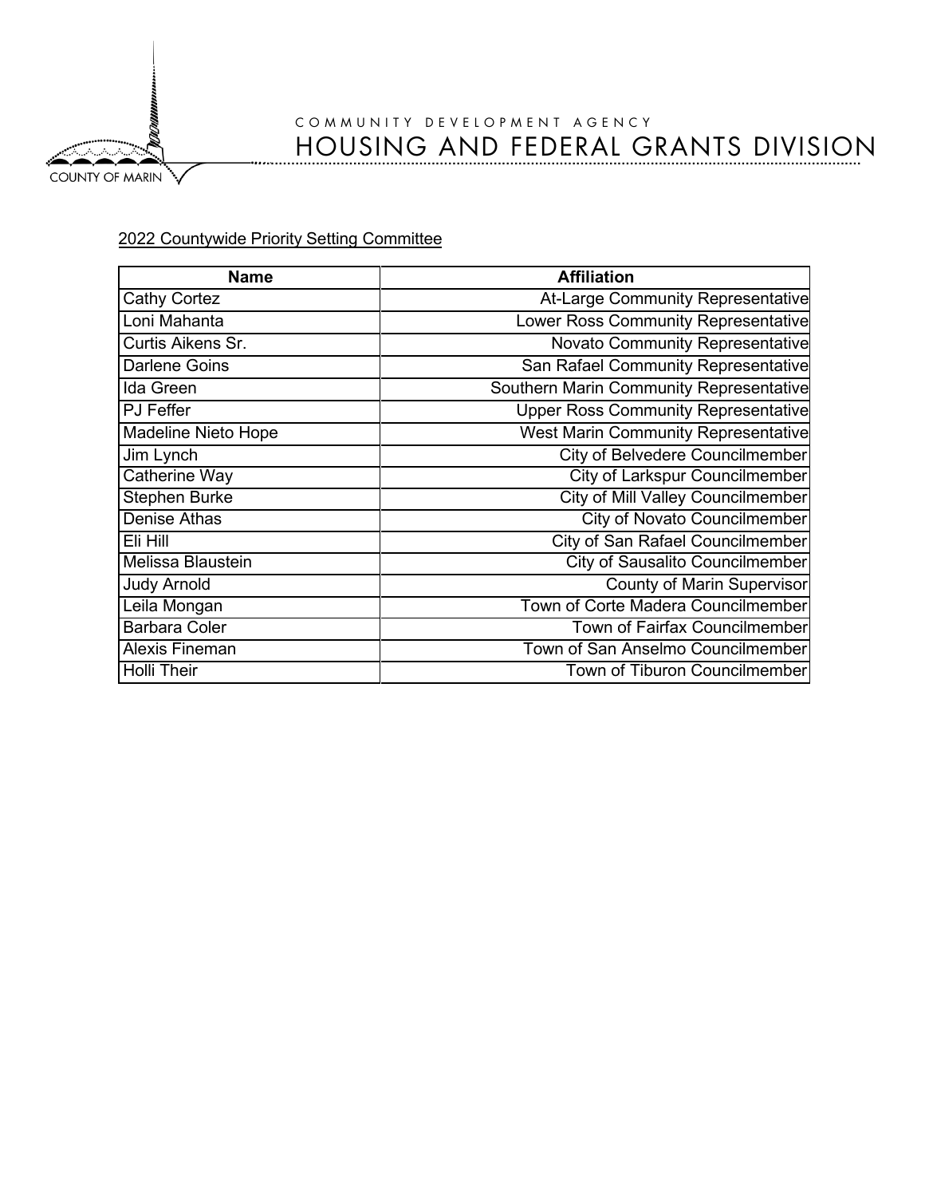COMMUNITY DEVELOPMENT AGENCY

HOUSING AND FEDERAL GRANTS DIVISION

COUNTY OF MARIN

2022 Countywide Priority Setting Committee

| Name | Affiliation |
|---|---|
| Cathy Cortez | At-Large Community Representative |
| Loni Mahanta | Lower Ross Community Representative |
| Curtis Aikens Sr. | Novato Community Representative |
| Darlene Goins | San Rafael Community Representative |
| Ida Green | Southern Marin Community Representative |
| PJ Feffer | Upper Ross Community Representative |
| Madeline Nieto Hope | West Marin Community Representative |
| Jim Lynch | City of Belvedere Councilmember |
| Catherine Way | City of Larkspur Councilmember |
| Stephen Burke | City of Mill Valley Councilmember |
| Denise Athas | City of Novato Councilmember |
| Eli Hill | City of San Rafael Councilmember |
| Melissa Blaustein | City of Sausalito Councilmember |
| Judy Arnold | County of Marin Supervisor |
| Leila Mongan | Town of Corte Madera Councilmember |
| Barbara Coler | Town of Fairfax Councilmember |
| Alexis Fineman | Town of San Anselmo Councilmember |
| Holli Their | Town of Tiburon Councilmember |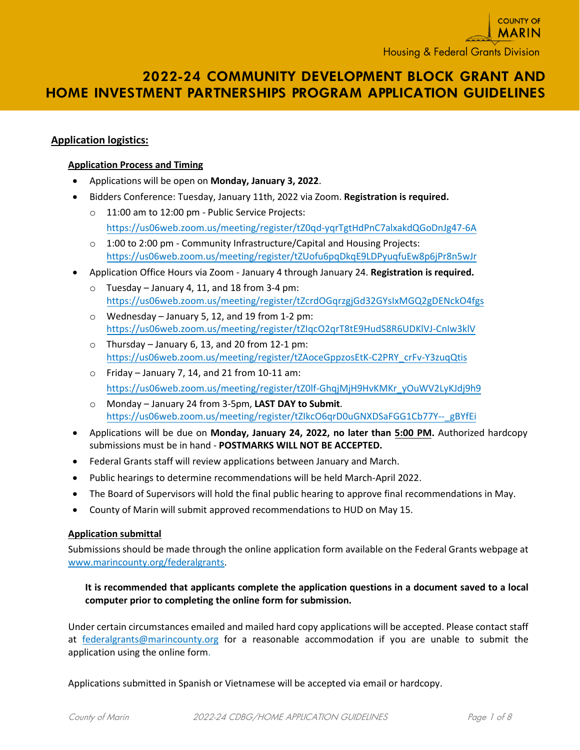COUNTY OF MARIN

Housing & Federal Grants Division

# 2022-24 COMMUNITY DEVELOPMENT BLOCK GRANT AND HOME INVESTMENT PARTNERSHIPS PROGRAM APPLICATION GUIDELINES

## Application logistics:

### Application Process and Timing

- Applications will be open on **Monday, January 3, 2022**.
- Bidders Conference: Tuesday, January 11th, 2022 via Zoom. **Registration is required.**
  - 11:00 am to 12:00 pm - Public Service Projects: https://us06web.zoom.us/meeting/register/tZ0qd-yqrTgtHdPnC7alxakdQGoDnJg47-6A
  - 1:00 to 2:00 pm - Community Infrastructure/Capital and Housing Projects: https://us06web.zoom.us/meeting/register/tZUofu6pqDkqE9LDPyuqfuEw8p6jPr8n5wJr
- Application Office Hours via Zoom - January 4 through January 24. **Registration is required.**
  - Tuesday – January 4, 11, and 18 from 3-4 pm: https://us06web.zoom.us/meeting/register/tZcrdOGqrzgjGd32GYsIxMGQ2gDENckO4fgs
  - Wednesday – January 5, 12, and 19 from 1-2 pm: https://us06web.zoom.us/meeting/register/tZIqcO2qrT8tE9HudS8R6UDKlVJ-CnIw3klV
  - Thursday – January 6, 13, and 20 from 12-1 pm: https://us06web.zoom.us/meeting/register/tZAoceGppzosEtK-C2PRY_crFv-Y3zuqQtis
  - Friday – January 7, 14, and 21 from 10-11 am: https://us06web.zoom.us/meeting/register/tZ0lf-GhqjMjH9HvKMKr_yOuWV2LyKJdj9h9
  - Monday – January 24 from 3-5pm, **LAST DAY to Submit**. https://us06web.zoom.us/meeting/register/tZIkcO6qrD0uGNXDSaFGG1Cb77Y--_gBYfEi
- Applications will be due on **Monday, January 24, 2022, no later than 5:00 PM.** Authorized hardcopy submissions must be in hand - **POSTMARKS WILL NOT BE ACCEPTED.**
- Federal Grants staff will review applications between January and March.
- Public hearings to determine recommendations will be held March-April 2022.
- The Board of Supervisors will hold the final public hearing to approve final recommendations in May.
- County of Marin will submit approved recommendations to HUD on May 15.

### Application submittal

Submissions should be made through the online application form available on the Federal Grants webpage at www.marincounty.org/federalgrants.

**It is recommended that applicants complete the application questions in a document saved to a local computer prior to completing the online form for submission.**

Under certain circumstances emailed and mailed hard copy applications will be accepted. Please contact staff at federalgrants@marincounty.org for a reasonable accommodation if you are unable to submit the application using the online form.

Applications submitted in Spanish or Vietnamese will be accepted via email or hardcopy.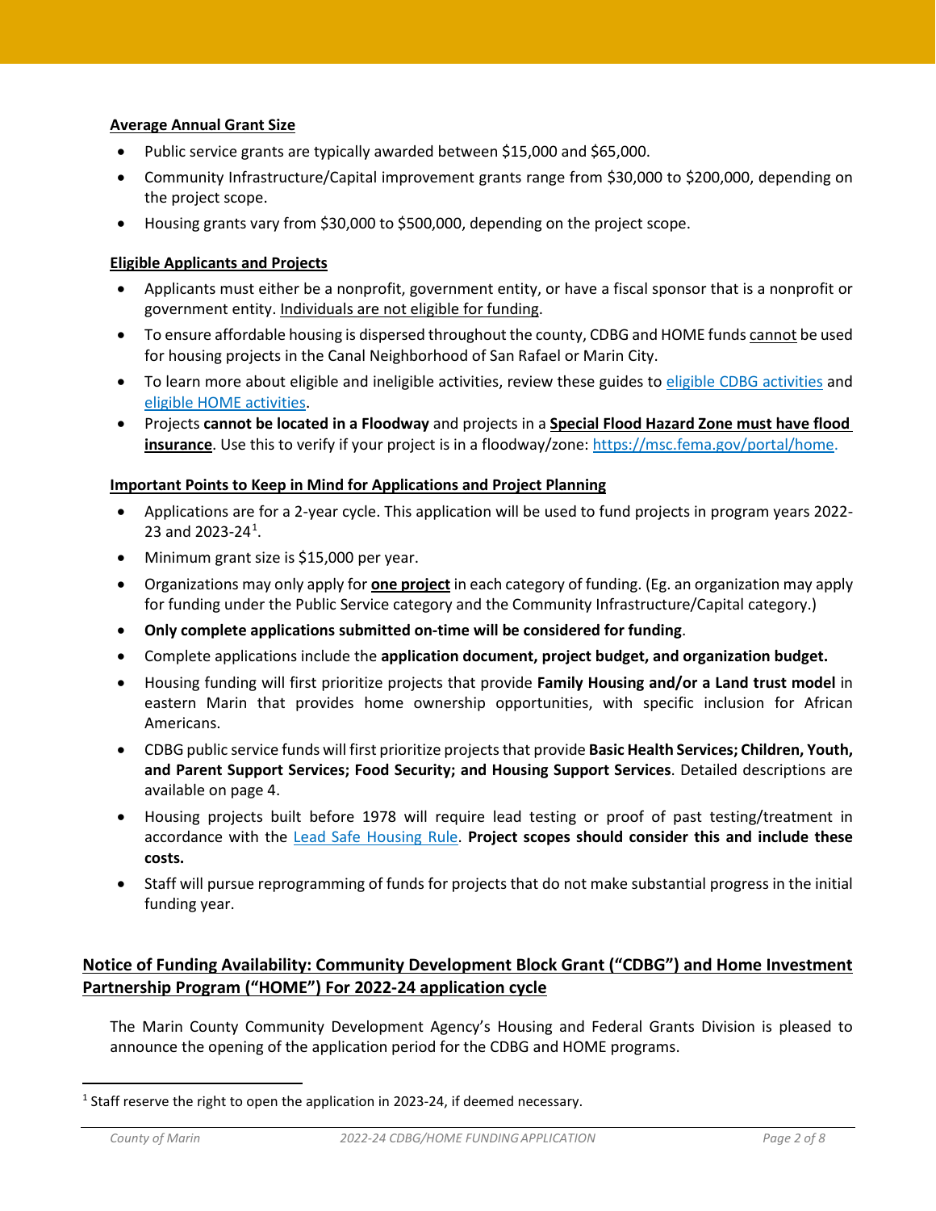**Average Annual Grant Size**

- Public service grants are typically awarded between $15,000 and $65,000.
- Community Infrastructure/Capital improvement grants range from $30,000 to $200,000, depending on the project scope.
- Housing grants vary from $30,000 to $500,000, depending on the project scope.

**Eligible Applicants and Projects**

- Applicants must either be a nonprofit, government entity, or have a fiscal sponsor that is a nonprofit or government entity. Individuals are not eligible for funding.
- To ensure affordable housing is dispersed throughout the county, CDBG and HOME funds cannot be used for housing projects in the Canal Neighborhood of San Rafael or Marin City.
- To learn more about eligible and ineligible activities, review these guides to eligible CDBG activities and eligible HOME activities.
- Projects **cannot be located in a Floodway** and projects in a **Special Flood Hazard Zone must have flood insurance**. Use this to verify if your project is in a floodway/zone: https://msc.fema.gov/portal/home.

**Important Points to Keep in Mind for Applications and Project Planning**

- Applications are for a 2-year cycle. This application will be used to fund projects in program years 2022-23 and 2023-24[1].
- Minimum grant size is $15,000 per year.
- Organizations may only apply for **one project** in each category of funding. (Eg. an organization may apply for funding under the Public Service category and the Community Infrastructure/Capital category.)
- **Only complete applications submitted on-time will be considered for funding**.
- Complete applications include the **application document, project budget, and organization budget.**
- Housing funding will first prioritize projects that provide **Family Housing and/or a Land trust model** in eastern Marin that provides home ownership opportunities, with specific inclusion for African Americans.
- CDBG public service funds will first prioritize projects that provide **Basic Health Services; Children, Youth, and Parent Support Services; Food Security; and Housing Support Services**. Detailed descriptions are available on page 4.
- Housing projects built before 1978 will require lead testing or proof of past testing/treatment in accordance with the Lead Safe Housing Rule. **Project scopes should consider this and include these costs.**
- Staff will pursue reprogramming of funds for projects that do not make substantial progress in the initial funding year.

## Notice of Funding Availability: Community Development Block Grant ("CDBG") and Home Investment Partnership Program ("HOME") For 2022-24 application cycle

The Marin County Community Development Agency's Housing and Federal Grants Division is pleased to announce the opening of the application period for the CDBG and HOME programs.

[1] Staff reserve the right to open the application in 2023-24, if deemed necessary.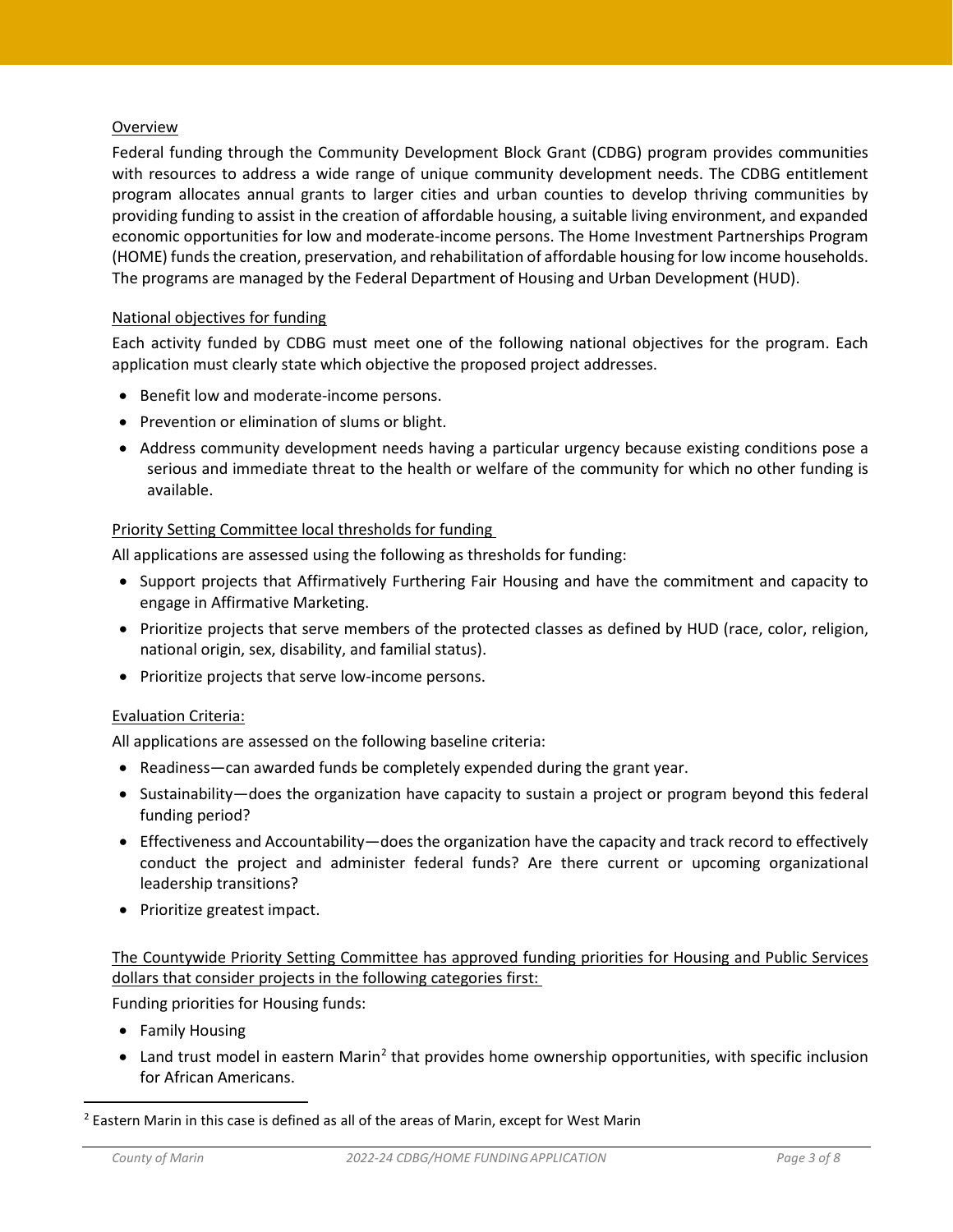Overview

Federal funding through the Community Development Block Grant (CDBG) program provides communities with resources to address a wide range of unique community development needs. The CDBG entitlement program allocates annual grants to larger cities and urban counties to develop thriving communities by providing funding to assist in the creation of affordable housing, a suitable living environment, and expanded economic opportunities for low and moderate-income persons. The Home Investment Partnerships Program (HOME) funds the creation, preservation, and rehabilitation of affordable housing for low income households. The programs are managed by the Federal Department of Housing and Urban Development (HUD).

National objectives for funding

Each activity funded by CDBG must meet one of the following national objectives for the program. Each application must clearly state which objective the proposed project addresses.

- Benefit low and moderate-income persons.
- Prevention or elimination of slums or blight.
- Address community development needs having a particular urgency because existing conditions pose a serious and immediate threat to the health or welfare of the community for which no other funding is available.

Priority Setting Committee local thresholds for funding

All applications are assessed using the following as thresholds for funding:

- Support projects that Affirmatively Furthering Fair Housing and have the commitment and capacity to engage in Affirmative Marketing.
- Prioritize projects that serve members of the protected classes as defined by HUD (race, color, religion, national origin, sex, disability, and familial status).
- Prioritize projects that serve low-income persons.

Evaluation Criteria:

All applications are assessed on the following baseline criteria:

- Readiness—can awarded funds be completely expended during the grant year.
- Sustainability—does the organization have capacity to sustain a project or program beyond this federal funding period?
- Effectiveness and Accountability—does the organization have the capacity and track record to effectively conduct the project and administer federal funds? Are there current or upcoming organizational leadership transitions?
- Prioritize greatest impact.

The Countywide Priority Setting Committee has approved funding priorities for Housing and Public Services dollars that consider projects in the following categories first:

Funding priorities for Housing funds:

- Family Housing
- Land trust model in eastern Marin[2] that provides home ownership opportunities, with specific inclusion for African Americans.

[2] Eastern Marin in this case is defined as all of the areas of Marin, except for West Marin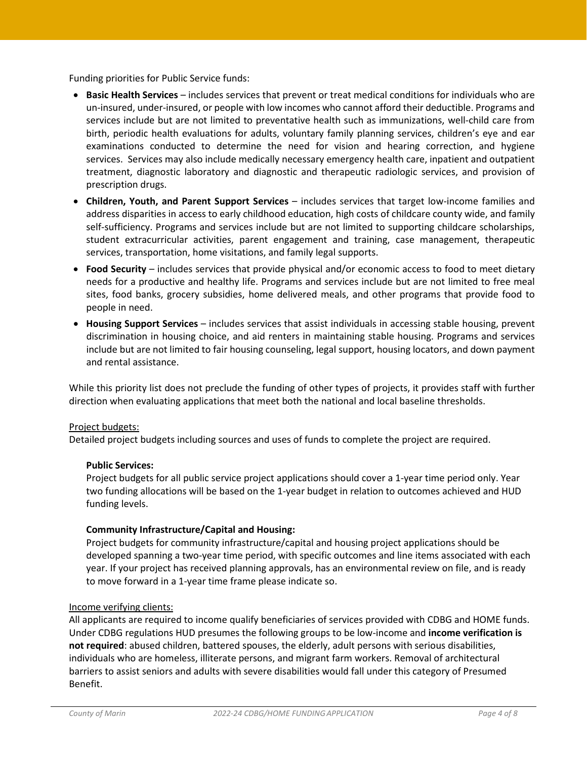Funding priorities for Public Service funds:

- **Basic Health Services** – includes services that prevent or treat medical conditions for individuals who are un-insured, under-insured, or people with low incomes who cannot afford their deductible. Programs and services include but are not limited to preventative health such as immunizations, well-child care from birth, periodic health evaluations for adults, voluntary family planning services, children's eye and ear examinations conducted to determine the need for vision and hearing correction, and hygiene services. Services may also include medically necessary emergency health care, inpatient and outpatient treatment, diagnostic laboratory and diagnostic and therapeutic radiologic services, and provision of prescription drugs.
- **Children, Youth, and Parent Support Services** – includes services that target low-income families and address disparities in access to early childhood education, high costs of childcare county wide, and family self-sufficiency. Programs and services include but are not limited to supporting childcare scholarships, student extracurricular activities, parent engagement and training, case management, therapeutic services, transportation, home visitations, and family legal supports.
- **Food Security** – includes services that provide physical and/or economic access to food to meet dietary needs for a productive and healthy life. Programs and services include but are not limited to free meal sites, food banks, grocery subsidies, home delivered meals, and other programs that provide food to people in need.
- **Housing Support Services** – includes services that assist individuals in accessing stable housing, prevent discrimination in housing choice, and aid renters in maintaining stable housing. Programs and services include but are not limited to fair housing counseling, legal support, housing locators, and down payment and rental assistance.

While this priority list does not preclude the funding of other types of projects, it provides staff with further direction when evaluating applications that meet both the national and local baseline thresholds.

Project budgets:

Detailed project budgets including sources and uses of funds to complete the project are required.

**Public Services:**

Project budgets for all public service project applications should cover a 1-year time period only. Year two funding allocations will be based on the 1-year budget in relation to outcomes achieved and HUD funding levels.

**Community Infrastructure/Capital and Housing:**

Project budgets for community infrastructure/capital and housing project applications should be developed spanning a two-year time period, with specific outcomes and line items associated with each year. If your project has received planning approvals, has an environmental review on file, and is ready to move forward in a 1-year time frame please indicate so.

Income verifying clients:

All applicants are required to income qualify beneficiaries of services provided with CDBG and HOME funds. Under CDBG regulations HUD presumes the following groups to be low-income and **income verification is not required**: abused children, battered spouses, the elderly, adult persons with serious disabilities, individuals who are homeless, illiterate persons, and migrant farm workers. Removal of architectural barriers to assist seniors and adults with severe disabilities would fall under this category of Presumed Benefit.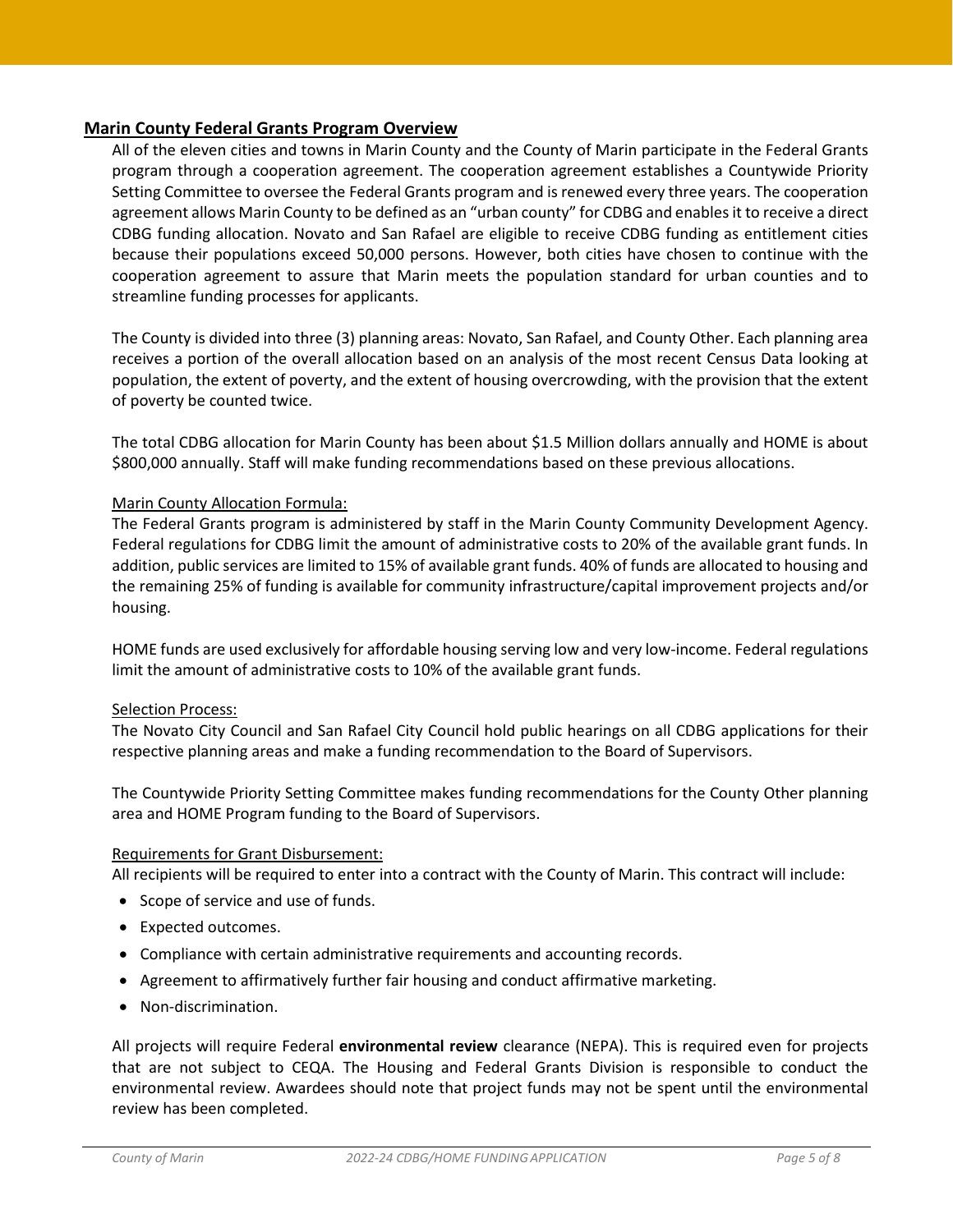## Marin County Federal Grants Program Overview

All of the eleven cities and towns in Marin County and the County of Marin participate in the Federal Grants program through a cooperation agreement. The cooperation agreement establishes a Countywide Priority Setting Committee to oversee the Federal Grants program and is renewed every three years. The cooperation agreement allows Marin County to be defined as an "urban county" for CDBG and enables it to receive a direct CDBG funding allocation. Novato and San Rafael are eligible to receive CDBG funding as entitlement cities because their populations exceed 50,000 persons. However, both cities have chosen to continue with the cooperation agreement to assure that Marin meets the population standard for urban counties and to streamline funding processes for applicants.

The County is divided into three (3) planning areas: Novato, San Rafael, and County Other. Each planning area receives a portion of the overall allocation based on an analysis of the most recent Census Data looking at population, the extent of poverty, and the extent of housing overcrowding, with the provision that the extent of poverty be counted twice.

The total CDBG allocation for Marin County has been about $1.5 Million dollars annually and HOME is about $800,000 annually. Staff will make funding recommendations based on these previous allocations.

### Marin County Allocation Formula:

The Federal Grants program is administered by staff in the Marin County Community Development Agency. Federal regulations for CDBG limit the amount of administrative costs to 20% of the available grant funds. In addition, public services are limited to 15% of available grant funds. 40% of funds are allocated to housing and the remaining 25% of funding is available for community infrastructure/capital improvement projects and/or housing.

HOME funds are used exclusively for affordable housing serving low and very low-income. Federal regulations limit the amount of administrative costs to 10% of the available grant funds.

### Selection Process:

The Novato City Council and San Rafael City Council hold public hearings on all CDBG applications for their respective planning areas and make a funding recommendation to the Board of Supervisors.

The Countywide Priority Setting Committee makes funding recommendations for the County Other planning area and HOME Program funding to the Board of Supervisors.

### Requirements for Grant Disbursement:

All recipients will be required to enter into a contract with the County of Marin. This contract will include:

- Scope of service and use of funds.
- Expected outcomes.
- Compliance with certain administrative requirements and accounting records.
- Agreement to affirmatively further fair housing and conduct affirmative marketing.
- Non-discrimination.

All projects will require Federal **environmental review** clearance (NEPA). This is required even for projects that are not subject to CEQA. The Housing and Federal Grants Division is responsible to conduct the environmental review. Awardees should note that project funds may not be spent until the environmental review has been completed.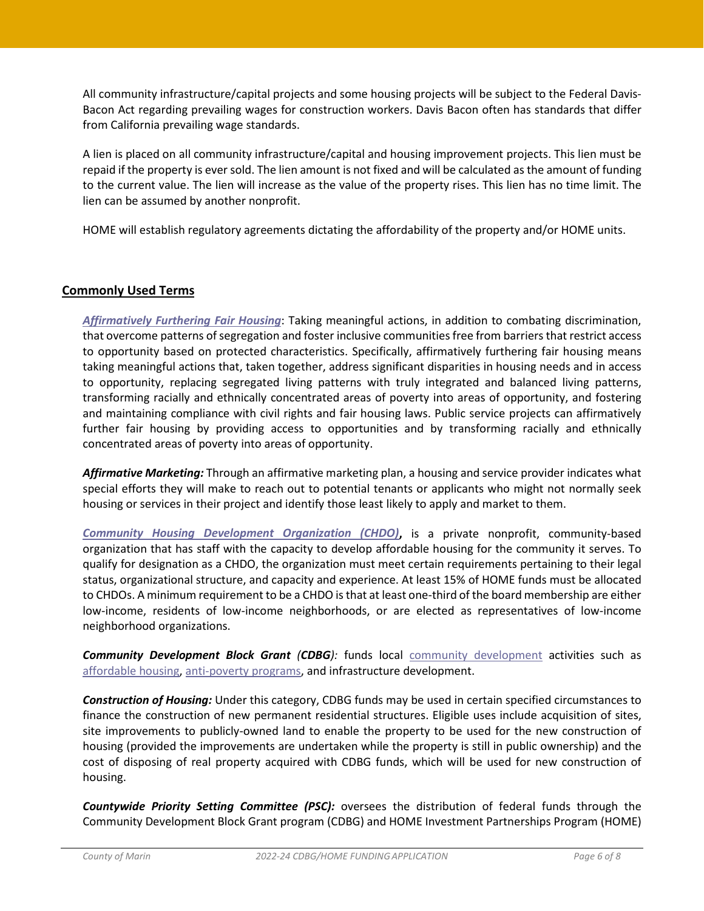All community infrastructure/capital projects and some housing projects will be subject to the Federal Davis-Bacon Act regarding prevailing wages for construction workers. Davis Bacon often has standards that differ from California prevailing wage standards.

A lien is placed on all community infrastructure/capital and housing improvement projects. This lien must be repaid if the property is ever sold. The lien amount is not fixed and will be calculated as the amount of funding to the current value. The lien will increase as the value of the property rises. This lien has no time limit. The lien can be assumed by another nonprofit.

HOME will establish regulatory agreements dictating the affordability of the property and/or HOME units.

## Commonly Used Terms

***Affirmatively Furthering Fair Housing***: Taking meaningful actions, in addition to combating discrimination, that overcome patterns of segregation and foster inclusive communities free from barriers that restrict access to opportunity based on protected characteristics. Specifically, affirmatively furthering fair housing means taking meaningful actions that, taken together, address significant disparities in housing needs and in access to opportunity, replacing segregated living patterns with truly integrated and balanced living patterns, transforming racially and ethnically concentrated areas of poverty into areas of opportunity, and fostering and maintaining compliance with civil rights and fair housing laws. Public service projects can affirmatively further fair housing by providing access to opportunities and by transforming racially and ethnically concentrated areas of poverty into areas of opportunity.

***Affirmative Marketing:*** Through an affirmative marketing plan, a housing and service provider indicates what special efforts they will make to reach out to potential tenants or applicants who might not normally seek housing or services in their project and identify those least likely to apply and market to them.

***Community Housing Development Organization (CHDO),*** is a private nonprofit, community-based organization that has staff with the capacity to develop affordable housing for the community it serves. To qualify for designation as a CHDO, the organization must meet certain requirements pertaining to their legal status, organizational structure, and capacity and experience. At least 15% of HOME funds must be allocated to CHDOs. A minimum requirement to be a CHDO is that at least one-third of the board membership are either low-income, residents of low-income neighborhoods, or are elected as representatives of low-income neighborhood organizations.

***Community Development Block Grant (CDBG):*** funds local community development activities such as affordable housing, anti-poverty programs, and infrastructure development.

***Construction of Housing:*** Under this category, CDBG funds may be used in certain specified circumstances to finance the construction of new permanent residential structures. Eligible uses include acquisition of sites, site improvements to publicly-owned land to enable the property to be used for the new construction of housing (provided the improvements are undertaken while the property is still in public ownership) and the cost of disposing of real property acquired with CDBG funds, which will be used for new construction of housing.

***Countywide Priority Setting Committee (PSC):*** oversees the distribution of federal funds through the Community Development Block Grant program (CDBG) and HOME Investment Partnerships Program (HOME)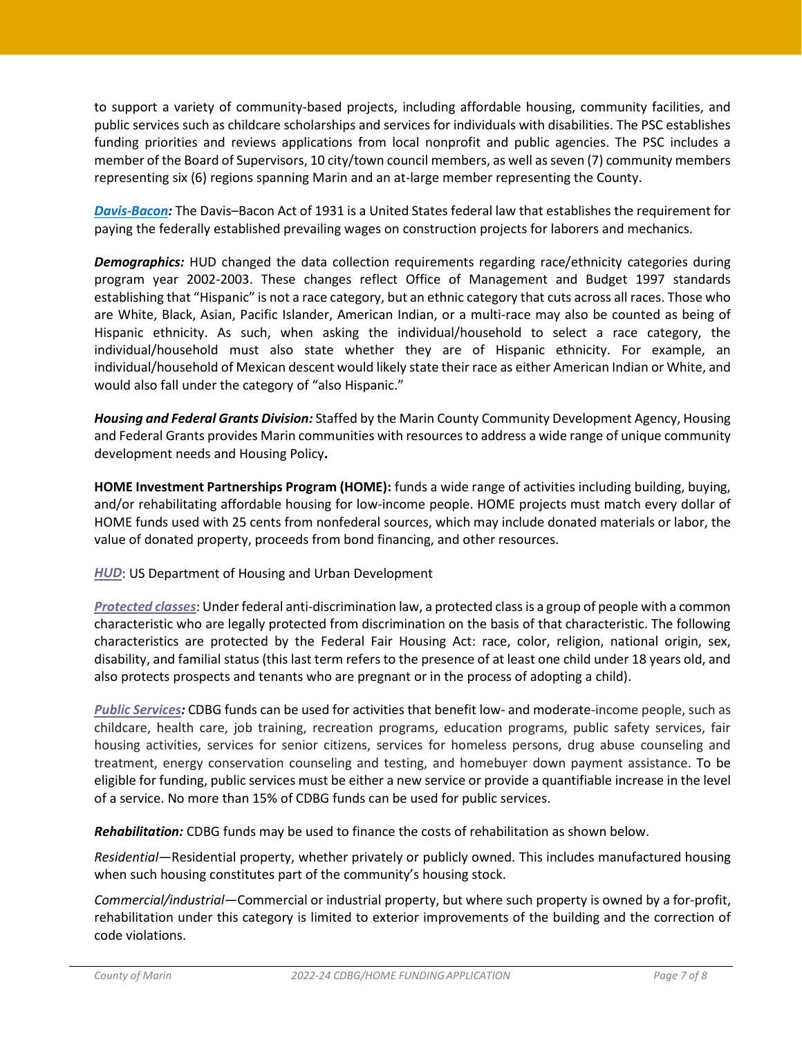to support a variety of community-based projects, including affordable housing, community facilities, and public services such as childcare scholarships and services for individuals with disabilities. The PSC establishes funding priorities and reviews applications from local nonprofit and public agencies. The PSC includes a member of the Board of Supervisors, 10 city/town council members, as well as seven (7) community members representing six (6) regions spanning Marin and an at-large member representing the County.

***Davis-Bacon:*** The Davis–Bacon Act of 1931 is a United States federal law that establishes the requirement for paying the federally established prevailing wages on construction projects for laborers and mechanics.

***Demographics:*** HUD changed the data collection requirements regarding race/ethnicity categories during program year 2002-2003. These changes reflect Office of Management and Budget 1997 standards establishing that "Hispanic" is not a race category, but an ethnic category that cuts across all races. Those who are White, Black, Asian, Pacific Islander, American Indian, or a multi-race may also be counted as being of Hispanic ethnicity. As such, when asking the individual/household to select a race category, the individual/household must also state whether they are of Hispanic ethnicity. For example, an individual/household of Mexican descent would likely state their race as either American Indian or White, and would also fall under the category of "also Hispanic."

***Housing and Federal Grants Division:*** Staffed by the Marin County Community Development Agency, Housing and Federal Grants provides Marin communities with resources to address a wide range of unique community development needs and Housing Policy**.**

**HOME Investment Partnerships Program (HOME):** funds a wide range of activities including building, buying, and/or rehabilitating affordable housing for low-income people. HOME projects must match every dollar of HOME funds used with 25 cents from nonfederal sources, which may include donated materials or labor, the value of donated property, proceeds from bond financing, and other resources.

***HUD***: US Department of Housing and Urban Development

***Protected classes***: Under federal anti-discrimination law, a protected class is a group of people with a common characteristic who are legally protected from discrimination on the basis of that characteristic. The following characteristics are protected by the Federal Fair Housing Act: race, color, religion, national origin, sex, disability, and familial status (this last term refers to the presence of at least one child under 18 years old, and also protects prospects and tenants who are pregnant or in the process of adopting a child).

***Public Services:*** CDBG funds can be used for activities that benefit low- and moderate-income people, such as childcare, health care, job training, recreation programs, education programs, public safety services, fair housing activities, services for senior citizens, services for homeless persons, drug abuse counseling and treatment, energy conservation counseling and testing, and homebuyer down payment assistance. To be eligible for funding, public services must be either a new service or provide a quantifiable increase in the level of a service. No more than 15% of CDBG funds can be used for public services.

***Rehabilitation:*** CDBG funds may be used to finance the costs of rehabilitation as shown below.

*Residential*—Residential property, whether privately or publicly owned. This includes manufactured housing when such housing constitutes part of the community's housing stock.

*Commercial/industrial*—Commercial or industrial property, but where such property is owned by a for-profit, rehabilitation under this category is limited to exterior improvements of the building and the correction of code violations.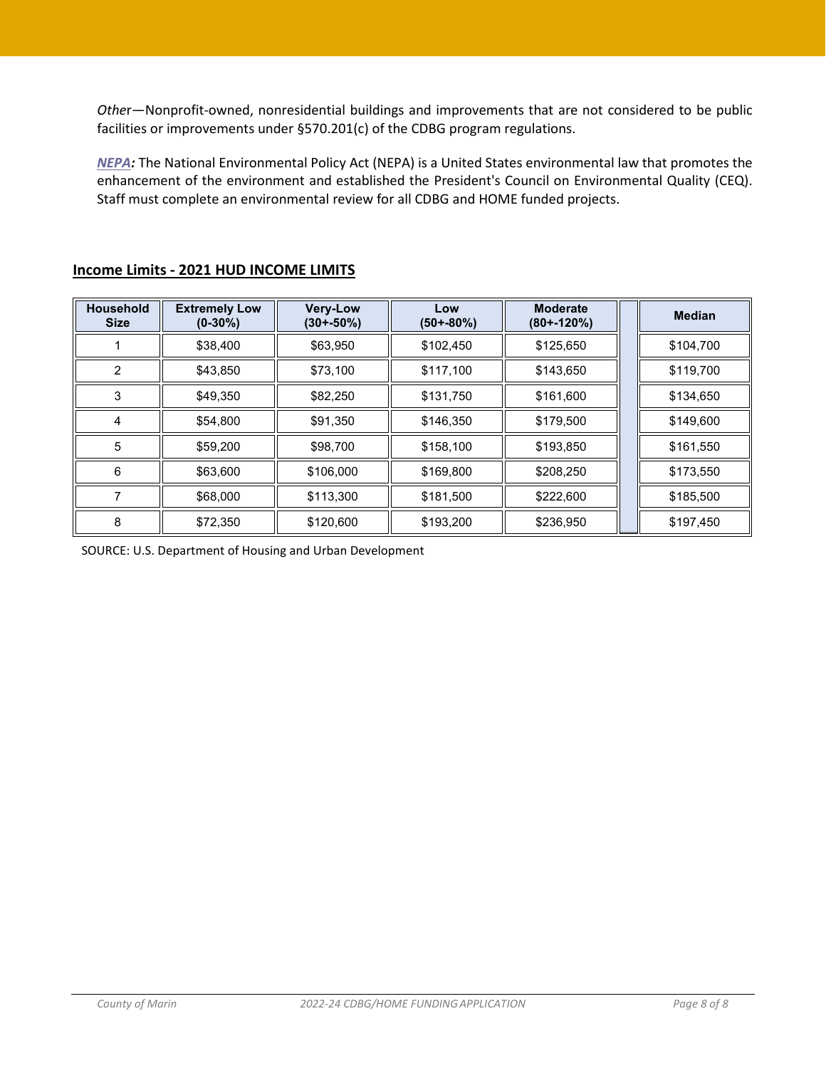*Other*—Nonprofit-owned, nonresidential buildings and improvements that are not considered to be public facilities or improvements under §570.201(c) of the CDBG program regulations.

***NEPA:*** The National Environmental Policy Act (NEPA) is a United States environmental law that promotes the enhancement of the environment and established the President's Council on Environmental Quality (CEQ). Staff must complete an environmental review for all CDBG and HOME funded projects.

**Income Limits - 2021 HUD INCOME LIMITS**

| Household Size | Extremely Low (0-30%) | Very-Low (30+-50%) | Low (50+-80%) | Moderate (80+-120%) | | Median |
|---|---|---|---|---|---|---|
| 1 | $38,400 | $63,950 | $102,450 | $125,650 | | $104,700 |
| 2 | $43,850 | $73,100 | $117,100 | $143,650 | | $119,700 |
| 3 | $49,350 | $82,250 | $131,750 | $161,600 | | $134,650 |
| 4 | $54,800 | $91,350 | $146,350 | $179,500 | | $149,600 |
| 5 | $59,200 | $98,700 | $158,100 | $193,850 | | $161,550 |
| 6 | $63,600 | $106,000 | $169,800 | $208,250 | | $173,550 |
| 7 | $68,000 | $113,300 | $181,500 | $222,600 | | $185,500 |
| 8 | $72,350 | $120,600 | $193,200 | $236,950 | | $197,450 |

SOURCE: U.S. Department of Housing and Urban Development